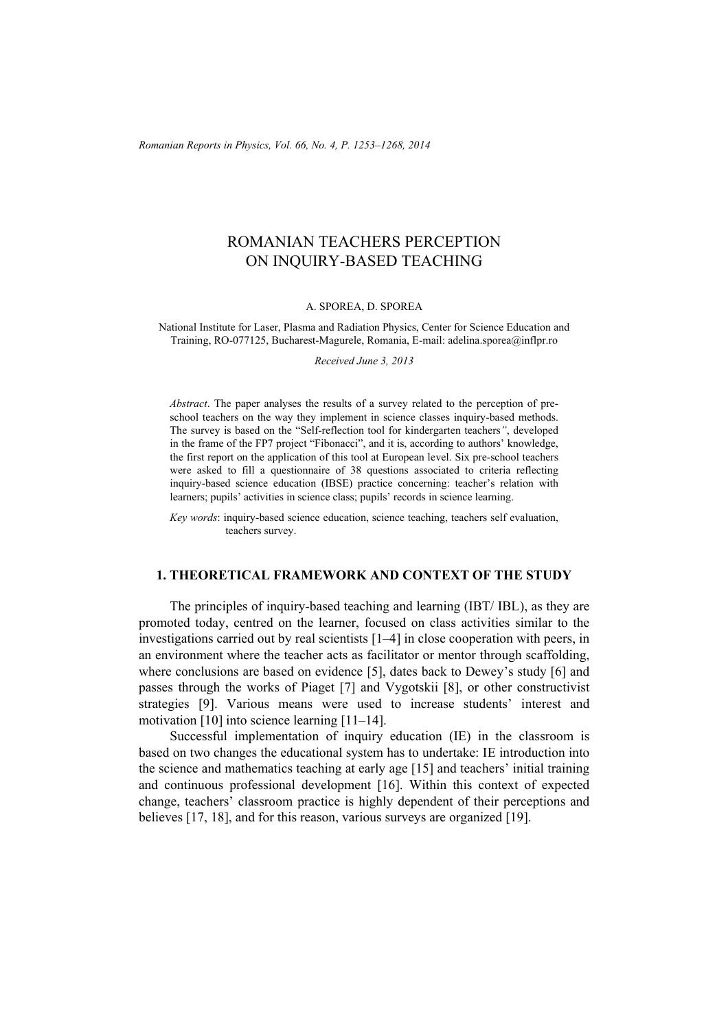# ROMANIAN TEACHERS PERCEPTION ON INQUIRY-BASED TEACHING

A. SPOREA, D. SPOREA

National Institute for Laser, Plasma and Radiation Physics, Center for Science Education and Training, RO-077125, Bucharest-Magurele, Romania, E-mail: adelina.sporea@inflpr.ro

*Received June 3, 2013*

*Abstract*. The paper analyses the results of a survey related to the perception of pre-school teachers on the way they implement in science classes inquiry-based methods. The survey is based on the "Self-reflection tool for kindergarten teachers", developed in the frame of the FP7 project "Fibonacci", and it is, according to authors' knowledge, the first report on the application of this tool at European level. Six pre-school teachers were asked to fill a questionnaire of 38 questions associated to criteria reflecting inquiry-based science education (IBSE) practice concerning: teacher's relation with learners; pupils' activities in science class; pupils' records in science learning.

*Key words*: inquiry-based science education, science teaching, teachers self evaluation, teachers survey.

## 1. THEORETICAL FRAMEWORK AND CONTEXT OF THE STUDY

The principles of inquiry-based teaching and learning (IBT/ IBL), as they are promoted today, centred on the learner, focused on class activities similar to the investigations carried out by real scientists [1–4] in close cooperation with peers, in an environment where the teacher acts as facilitator or mentor through scaffolding, where conclusions are based on evidence [5], dates back to Dewey's study [6] and passes through the works of Piaget [7] and Vygotskii [8], or other constructivist strategies [9]. Various means were used to increase students' interest and motivation [10] into science learning [11–14].

Successful implementation of inquiry education (IE) in the classroom is based on two changes the educational system has to undertake: IE introduction into the science and mathematics teaching at early age [15] and teachers' initial training and continuous professional development [16]. Within this context of expected change, teachers' classroom practice is highly dependent of their perceptions and believes [17, 18], and for this reason, various surveys are organized [19].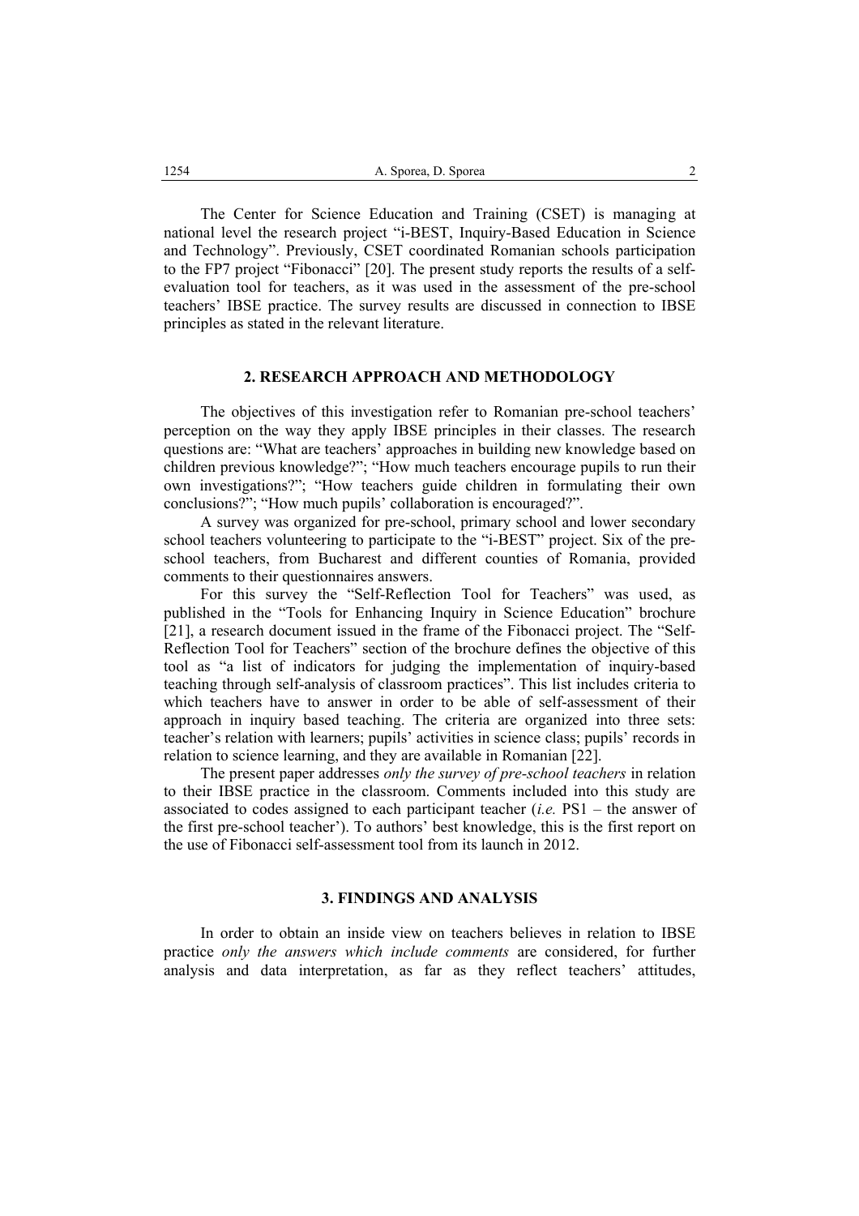The Center for Science Education and Training (CSET) is managing at national level the research project "i-BEST, Inquiry-Based Education in Science and Technology". Previously, CSET coordinated Romanian schools participation to the FP7 project "Fibonacci" [20]. The present study reports the results of a self-evaluation tool for teachers, as it was used in the assessment of the pre-school teachers' IBSE practice. The survey results are discussed in connection to IBSE principles as stated in the relevant literature.

## 2. RESEARCH APPROACH AND METHODOLOGY

The objectives of this investigation refer to Romanian pre-school teachers' perception on the way they apply IBSE principles in their classes. The research questions are: "What are teachers' approaches in building new knowledge based on children previous knowledge?"; "How much teachers encourage pupils to run their own investigations?"; "How teachers guide children in formulating their own conclusions?"; "How much pupils' collaboration is encouraged?".

A survey was organized for pre-school, primary school and lower secondary school teachers volunteering to participate to the "i-BEST" project. Six of the pre-school teachers, from Bucharest and different counties of Romania, provided comments to their questionnaires answers.

For this survey the "Self-Reflection Tool for Teachers" was used, as published in the "Tools for Enhancing Inquiry in Science Education" brochure [21], a research document issued in the frame of the Fibonacci project. The "Self-Reflection Tool for Teachers" section of the brochure defines the objective of this tool as "a list of indicators for judging the implementation of inquiry-based teaching through self-analysis of classroom practices". This list includes criteria to which teachers have to answer in order to be able of self-assessment of their approach in inquiry based teaching. The criteria are organized into three sets: teacher's relation with learners; pupils' activities in science class; pupils' records in relation to science learning, and they are available in Romanian [22].

The present paper addresses *only the survey of pre-school teachers* in relation to their IBSE practice in the classroom. Comments included into this study are associated to codes assigned to each participant teacher (*i.e.* PS1 – the answer of the first pre-school teacher'). To authors' best knowledge, this is the first report on the use of Fibonacci self-assessment tool from its launch in 2012.

## 3. FINDINGS AND ANALYSIS

In order to obtain an inside view on teachers believes in relation to IBSE practice *only the answers which include comments* are considered, for further analysis and data interpretation, as far as they reflect teachers' attitudes,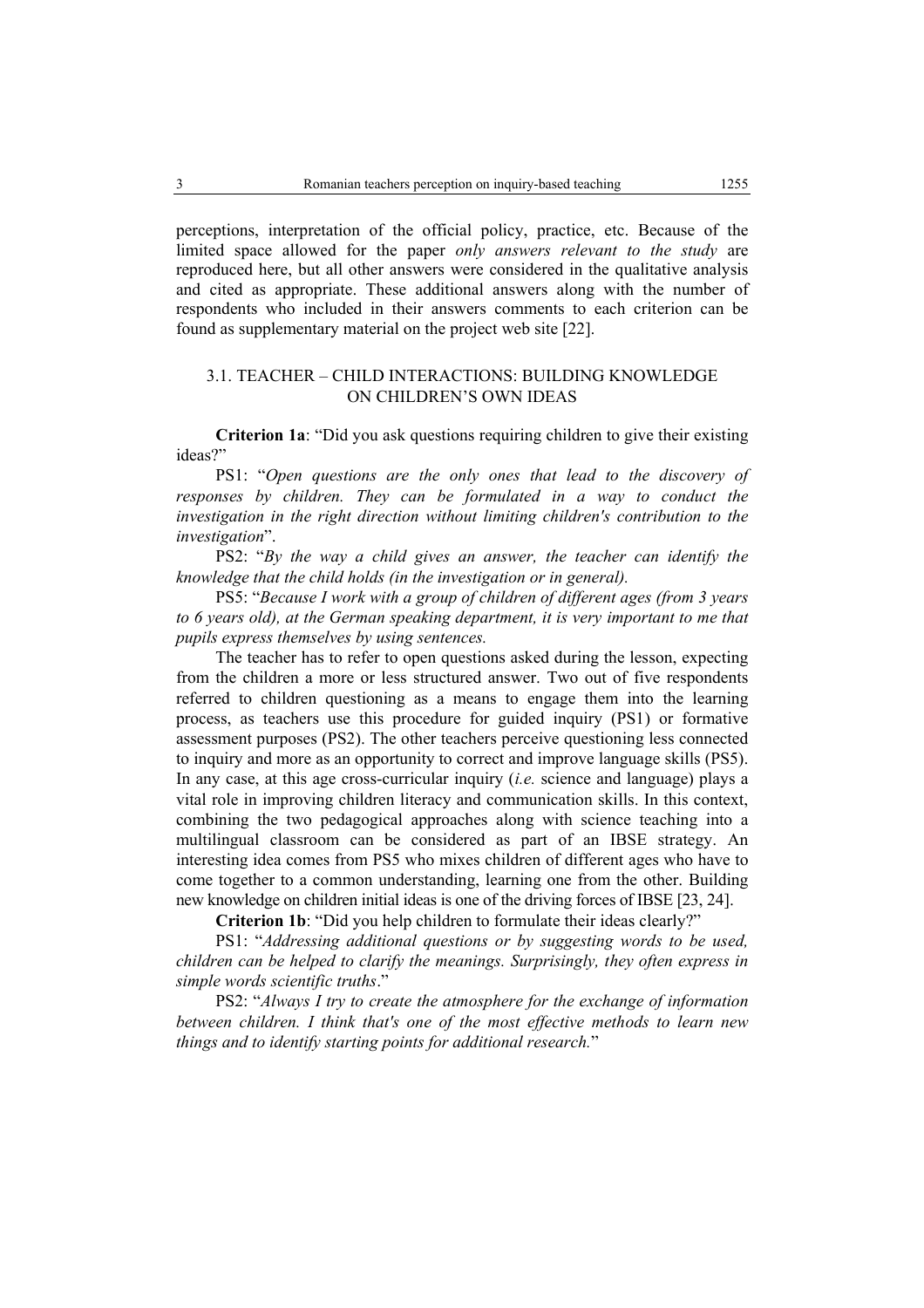perceptions, interpretation of the official policy, practice, etc. Because of the limited space allowed for the paper *only answers relevant to the study* are reproduced here, but all other answers were considered in the qualitative analysis and cited as appropriate. These additional answers along with the number of respondents who included in their answers comments to each criterion can be found as supplementary material on the project web site [22].

### 3.1. TEACHER – CHILD INTERACTIONS: BUILDING KNOWLEDGE ON CHILDREN'S OWN IDEAS

**Criterion 1a**: "Did you ask questions requiring children to give their existing ideas?"

PS1: "*Open questions are the only ones that lead to the discovery of responses by children. They can be formulated in a way to conduct the investigation in the right direction without limiting children's contribution to the investigation*".

PS2: "*By the way a child gives an answer, the teacher can identify the knowledge that the child holds (in the investigation or in general).*

PS5: "*Because I work with a group of children of different ages (from 3 years to 6 years old), at the German speaking department, it is very important to me that pupils express themselves by using sentences.*

The teacher has to refer to open questions asked during the lesson, expecting from the children a more or less structured answer. Two out of five respondents referred to children questioning as a means to engage them into the learning process, as teachers use this procedure for guided inquiry (PS1) or formative assessment purposes (PS2). The other teachers perceive questioning less connected to inquiry and more as an opportunity to correct and improve language skills (PS5). In any case, at this age cross-curricular inquiry (*i.e.* science and language) plays a vital role in improving children literacy and communication skills. In this context, combining the two pedagogical approaches along with science teaching into a multilingual classroom can be considered as part of an IBSE strategy. An interesting idea comes from PS5 who mixes children of different ages who have to come together to a common understanding, learning one from the other. Building new knowledge on children initial ideas is one of the driving forces of IBSE [23, 24].

**Criterion 1b**: "Did you help children to formulate their ideas clearly?"

PS1: "*Addressing additional questions or by suggesting words to be used, children can be helped to clarify the meanings. Surprisingly, they often express in simple words scientific truths*."

PS2: "*Always I try to create the atmosphere for the exchange of information between children. I think that's one of the most effective methods to learn new things and to identify starting points for additional research.*"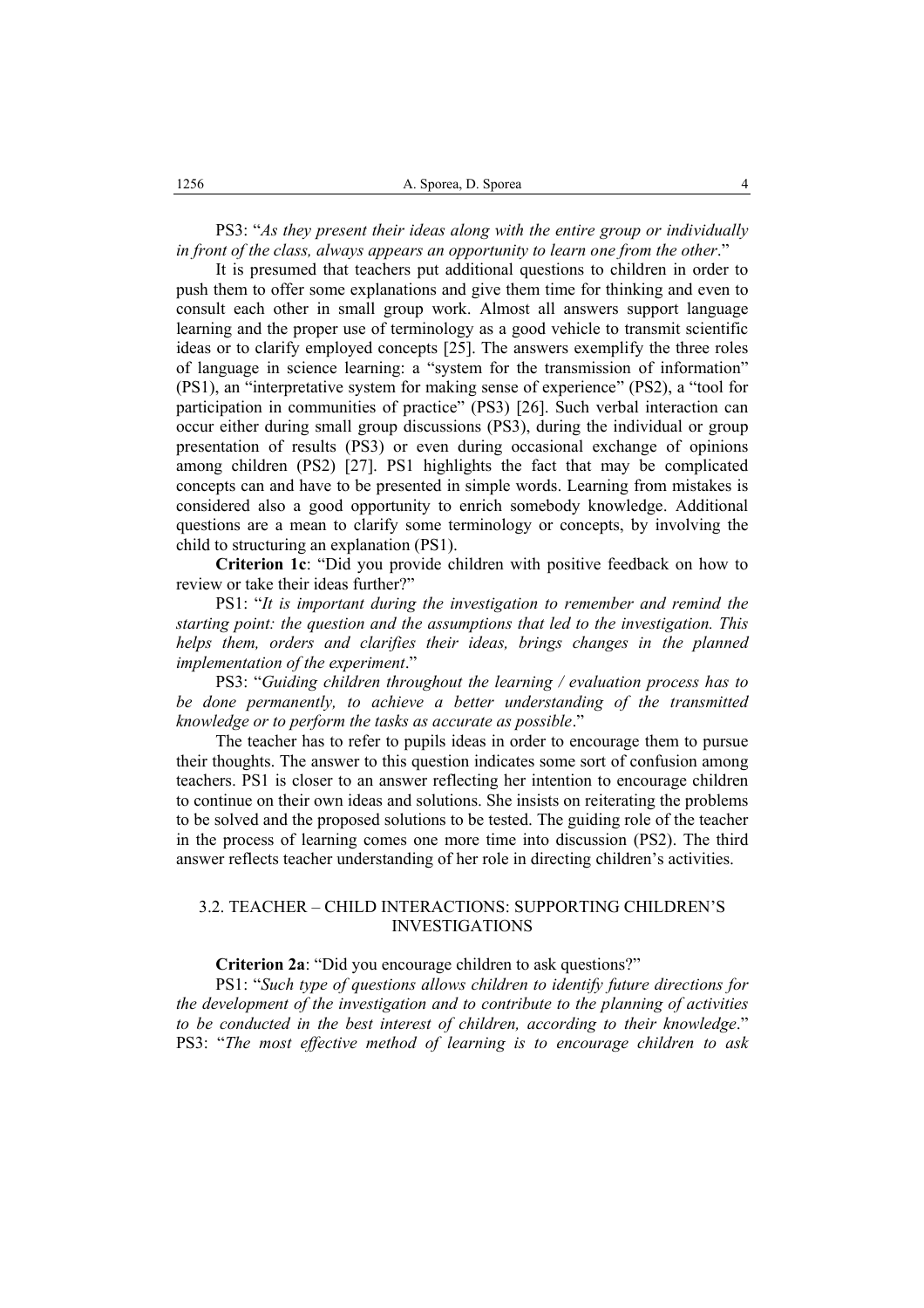PS3: "*As they present their ideas along with the entire group or individually in front of the class, always appears an opportunity to learn one from the other*."

It is presumed that teachers put additional questions to children in order to push them to offer some explanations and give them time for thinking and even to consult each other in small group work. Almost all answers support language learning and the proper use of terminology as a good vehicle to transmit scientific ideas or to clarify employed concepts [25]. The answers exemplify the three roles of language in science learning: a "system for the transmission of information" (PS1), an "interpretative system for making sense of experience" (PS2), a "tool for participation in communities of practice" (PS3) [26]. Such verbal interaction can occur either during small group discussions (PS3), during the individual or group presentation of results (PS3) or even during occasional exchange of opinions among children (PS2) [27]. PS1 highlights the fact that may be complicated concepts can and have to be presented in simple words. Learning from mistakes is considered also a good opportunity to enrich somebody knowledge. Additional questions are a mean to clarify some terminology or concepts, by involving the child to structuring an explanation (PS1).

**Criterion 1c**: "Did you provide children with positive feedback on how to review or take their ideas further?"

PS1: "*It is important during the investigation to remember and remind the starting point: the question and the assumptions that led to the investigation. This helps them, orders and clarifies their ideas, brings changes in the planned implementation of the experiment*."

PS3: "*Guiding children throughout the learning / evaluation process has to be done permanently, to achieve a better understanding of the transmitted knowledge or to perform the tasks as accurate as possible*."

The teacher has to refer to pupils ideas in order to encourage them to pursue their thoughts. The answer to this question indicates some sort of confusion among teachers. PS1 is closer to an answer reflecting her intention to encourage children to continue on their own ideas and solutions. She insists on reiterating the problems to be solved and the proposed solutions to be tested. The guiding role of the teacher in the process of learning comes one more time into discussion (PS2). The third answer reflects teacher understanding of her role in directing children's activities.

### 3.2. TEACHER – CHILD INTERACTIONS: SUPPORTING CHILDREN'S INVESTIGATIONS

**Criterion 2a**: "Did you encourage children to ask questions?"

PS1: "*Such type of questions allows children to identify future directions for the development of the investigation and to contribute to the planning of activities to be conducted in the best interest of children, according to their knowledge*." PS3: "*The most effective method of learning is to encourage children to ask*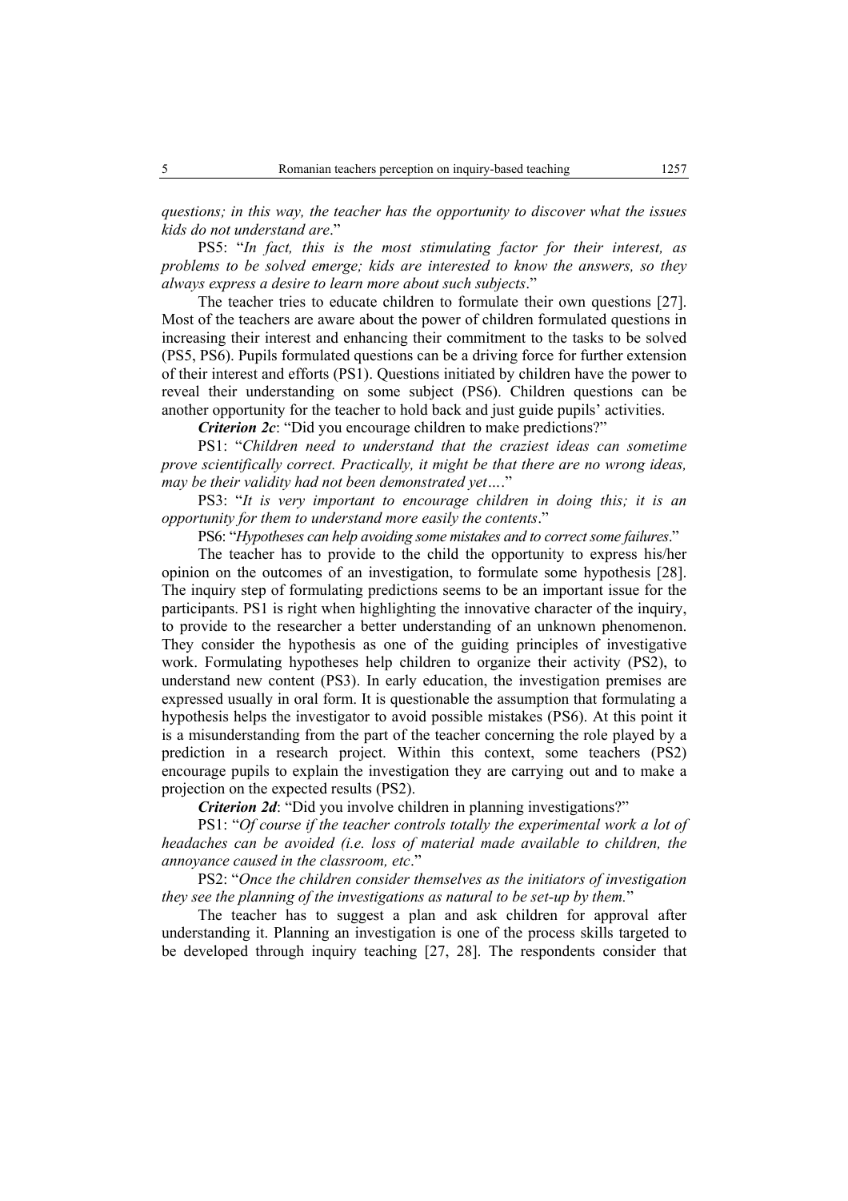*questions; in this way, the teacher has the opportunity to discover what the issues kids do not understand are*."

PS5: "*In fact, this is the most stimulating factor for their interest, as problems to be solved emerge; kids are interested to know the answers, so they always express a desire to learn more about such subjects*."

The teacher tries to educate children to formulate their own questions [27]. Most of the teachers are aware about the power of children formulated questions in increasing their interest and enhancing their commitment to the tasks to be solved (PS5, PS6). Pupils formulated questions can be a driving force for further extension of their interest and efforts (PS1). Questions initiated by children have the power to reveal their understanding on some subject (PS6). Children questions can be another opportunity for the teacher to hold back and just guide pupils' activities.

***Criterion 2c***: "Did you encourage children to make predictions?"

PS1: "*Children need to understand that the craziest ideas can sometime prove scientifically correct. Practically, it might be that there are no wrong ideas, may be their validity had not been demonstrated yet….*"

PS3: "*It is very important to encourage children in doing this; it is an opportunity for them to understand more easily the contents*."

PS6: "*Hypotheses can help avoiding some mistakes and to correct some failures*."

The teacher has to provide to the child the opportunity to express his/her opinion on the outcomes of an investigation, to formulate some hypothesis [28]. The inquiry step of formulating predictions seems to be an important issue for the participants. PS1 is right when highlighting the innovative character of the inquiry, to provide to the researcher a better understanding of an unknown phenomenon. They consider the hypothesis as one of the guiding principles of investigative work. Formulating hypotheses help children to organize their activity (PS2), to understand new content (PS3). In early education, the investigation premises are expressed usually in oral form. It is questionable the assumption that formulating a hypothesis helps the investigator to avoid possible mistakes (PS6). At this point it is a misunderstanding from the part of the teacher concerning the role played by a prediction in a research project. Within this context, some teachers (PS2) encourage pupils to explain the investigation they are carrying out and to make a projection on the expected results (PS2).

***Criterion 2d***: "Did you involve children in planning investigations?"

PS1: "*Of course if the teacher controls totally the experimental work a lot of headaches can be avoided (i.e. loss of material made available to children, the annoyance caused in the classroom, etc*."

PS2: "*Once the children consider themselves as the initiators of investigation they see the planning of the investigations as natural to be set-up by them.*"

The teacher has to suggest a plan and ask children for approval after understanding it. Planning an investigation is one of the process skills targeted to be developed through inquiry teaching [27, 28]. The respondents consider that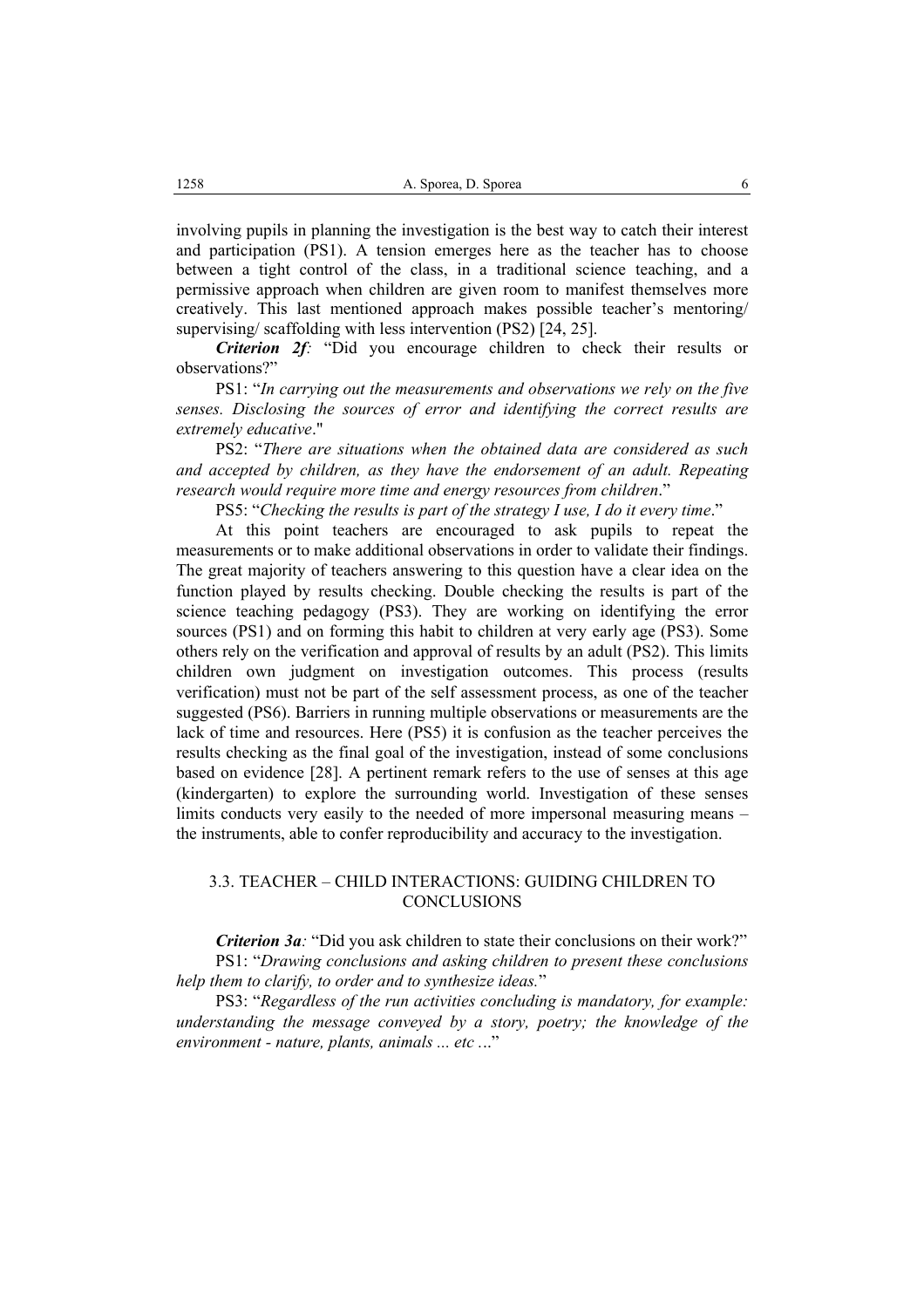involving pupils in planning the investigation is the best way to catch their interest and participation (PS1). A tension emerges here as the teacher has to choose between a tight control of the class, in a traditional science teaching, and a permissive approach when children are given room to manifest themselves more creatively. This last mentioned approach makes possible teacher's mentoring/ supervising/ scaffolding with less intervention (PS2) [24, 25].

***Criterion 2f:*** "Did you encourage children to check their results or observations?"

PS1: "*In carrying out the measurements and observations we rely on the five senses. Disclosing the sources of error and identifying the correct results are extremely educative*."

PS2: "*There are situations when the obtained data are considered as such and accepted by children, as they have the endorsement of an adult. Repeating research would require more time and energy resources from children*."

PS5: "*Checking the results is part of the strategy I use, I do it every time*."

At this point teachers are encouraged to ask pupils to repeat the measurements or to make additional observations in order to validate their findings. The great majority of teachers answering to this question have a clear idea on the function played by results checking. Double checking the results is part of the science teaching pedagogy (PS3). They are working on identifying the error sources (PS1) and on forming this habit to children at very early age (PS3). Some others rely on the verification and approval of results by an adult (PS2). This limits children own judgment on investigation outcomes. This process (results verification) must not be part of the self assessment process, as one of the teacher suggested (PS6). Barriers in running multiple observations or measurements are the lack of time and resources. Here (PS5) it is confusion as the teacher perceives the results checking as the final goal of the investigation, instead of some conclusions based on evidence [28]. A pertinent remark refers to the use of senses at this age (kindergarten) to explore the surrounding world. Investigation of these senses limits conducts very easily to the needed of more impersonal measuring means – the instruments, able to confer reproducibility and accuracy to the investigation.

### 3.3. TEACHER – CHILD INTERACTIONS: GUIDING CHILDREN TO CONCLUSIONS

***Criterion 3a:*** "Did you ask children to state their conclusions on their work?"

PS1: "*Drawing conclusions and asking children to present these conclusions help them to clarify, to order and to synthesize ideas.*"

PS3: "*Regardless of the run activities concluding is mandatory, for example: understanding the message conveyed by a story, poetry; the knowledge of the environment - nature, plants, animals ... etc …*"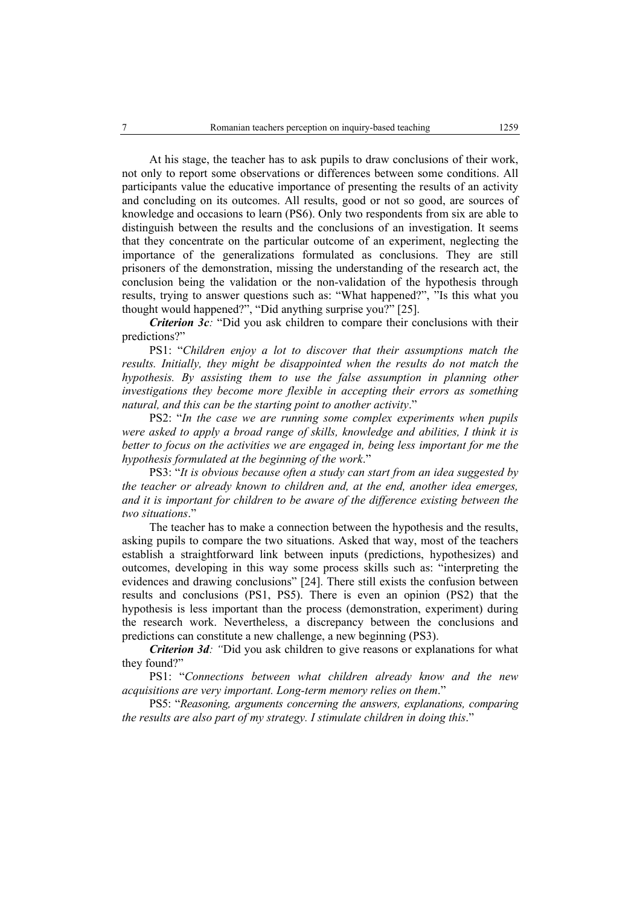At his stage, the teacher has to ask pupils to draw conclusions of their work, not only to report some observations or differences between some conditions. All participants value the educative importance of presenting the results of an activity and concluding on its outcomes. All results, good or not so good, are sources of knowledge and occasions to learn (PS6). Only two respondents from six are able to distinguish between the results and the conclusions of an investigation. It seems that they concentrate on the particular outcome of an experiment, neglecting the importance of the generalizations formulated as conclusions. They are still prisoners of the demonstration, missing the understanding of the research act, the conclusion being the validation or the non-validation of the hypothesis through results, trying to answer questions such as: "What happened?", "Is this what you thought would happened?", "Did anything surprise you?" [25].

***Criterion 3c**:* "Did you ask children to compare their conclusions with their predictions?"

PS1: "*Children enjoy a lot to discover that their assumptions match the results. Initially, they might be disappointed when the results do not match the hypothesis. By assisting them to use the false assumption in planning other investigations they become more flexible in accepting their errors as something natural, and this can be the starting point to another activity*."

PS2: "*In the case we are running some complex experiments when pupils were asked to apply a broad range of skills, knowledge and abilities, I think it is better to focus on the activities we are engaged in, being less important for me the hypothesis formulated at the beginning of the work*."

PS3: "*It is obvious because often a study can start from an idea suggested by the teacher or already known to children and, at the end, another idea emerges, and it is important for children to be aware of the difference existing between the two situations*."

The teacher has to make a connection between the hypothesis and the results, asking pupils to compare the two situations. Asked that way, most of the teachers establish a straightforward link between inputs (predictions, hypothesizes) and outcomes, developing in this way some process skills such as: "interpreting the evidences and drawing conclusions" [24]. There still exists the confusion between results and conclusions (PS1, PS5). There is even an opinion (PS2) that the hypothesis is less important than the process (demonstration, experiment) during the research work. Nevertheless, a discrepancy between the conclusions and predictions can constitute a new challenge, a new beginning (PS3).

***Criterion 3d**:* "Did you ask children to give reasons or explanations for what they found?"

PS1: "*Connections between what children already know and the new acquisitions are very important. Long-term memory relies on them*."

PS5: "*Reasoning, arguments concerning the answers, explanations, comparing the results are also part of my strategy. I stimulate children in doing this*."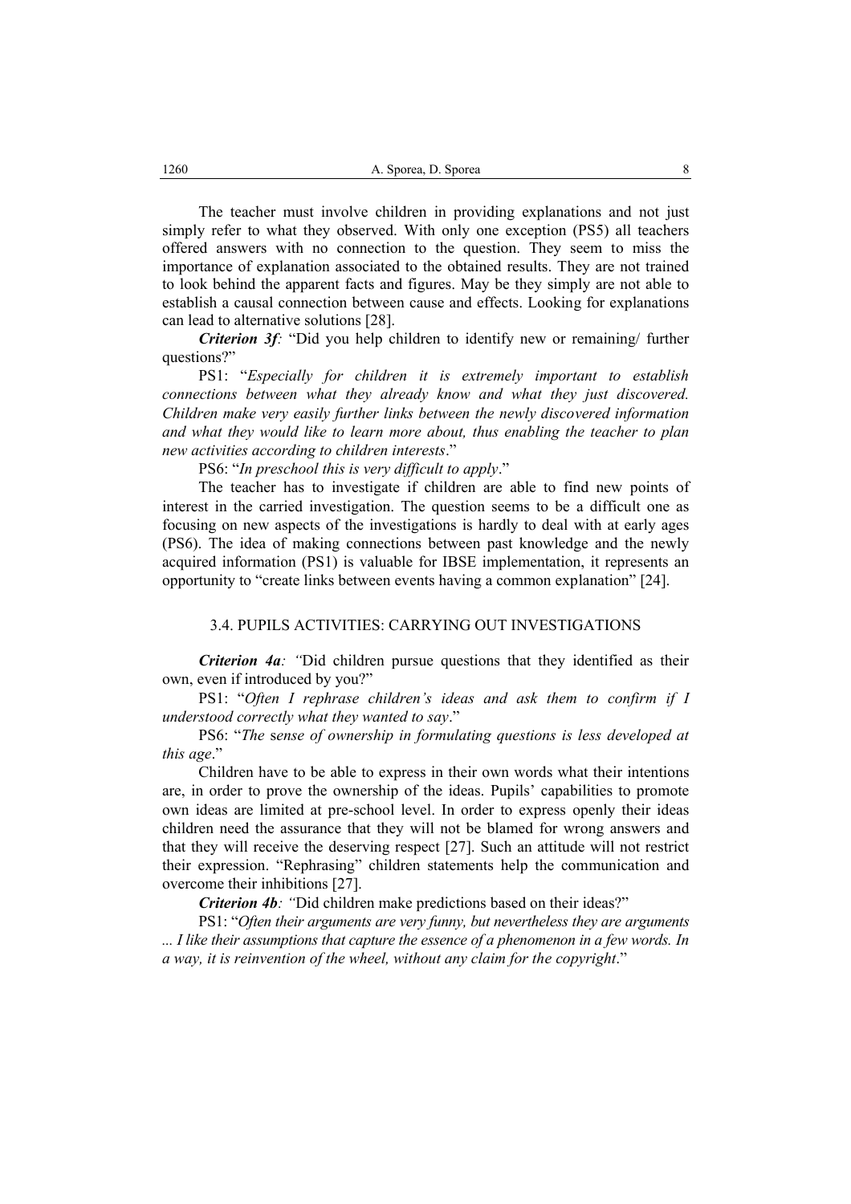The teacher must involve children in providing explanations and not just simply refer to what they observed. With only one exception (PS5) all teachers offered answers with no connection to the question. They seem to miss the importance of explanation associated to the obtained results. They are not trained to look behind the apparent facts and figures. May be they simply are not able to establish a causal connection between cause and effects. Looking for explanations can lead to alternative solutions [28].

***Criterion 3f**:* "Did you help children to identify new or remaining/ further questions?"

PS1: "*Especially for children it is extremely important to establish connections between what they already know and what they just discovered. Children make very easily further links between the newly discovered information and what they would like to learn more about, thus enabling the teacher to plan new activities according to children interests*."

PS6: "*In preschool this is very difficult to apply*."

The teacher has to investigate if children are able to find new points of interest in the carried investigation. The question seems to be a difficult one as focusing on new aspects of the investigations is hardly to deal with at early ages (PS6). The idea of making connections between past knowledge and the newly acquired information (PS1) is valuable for IBSE implementation, it represents an opportunity to "create links between events having a common explanation" [24].

### 3.4. PUPILS ACTIVITIES: CARRYING OUT INVESTIGATIONS

***Criterion 4a**:* "Did children pursue questions that they identified as their own, even if introduced by you?"

PS1: "*Often I rephrase children's ideas and ask them to confirm if I understood correctly what they wanted to say*."

PS6: "*The sense of ownership in formulating questions is less developed at this age*."

Children have to be able to express in their own words what their intentions are, in order to prove the ownership of the ideas. Pupils' capabilities to promote own ideas are limited at pre-school level. In order to express openly their ideas children need the assurance that they will not be blamed for wrong answers and that they will receive the deserving respect [27]. Such an attitude will not restrict their expression. "Rephrasing" children statements help the communication and overcome their inhibitions [27].

***Criterion 4b**:* "Did children make predictions based on their ideas?"

PS1: "*Often their arguments are very funny, but nevertheless they are arguments ... I like their assumptions that capture the essence of a phenomenon in a few words. In a way, it is reinvention of the wheel, without any claim for the copyright*."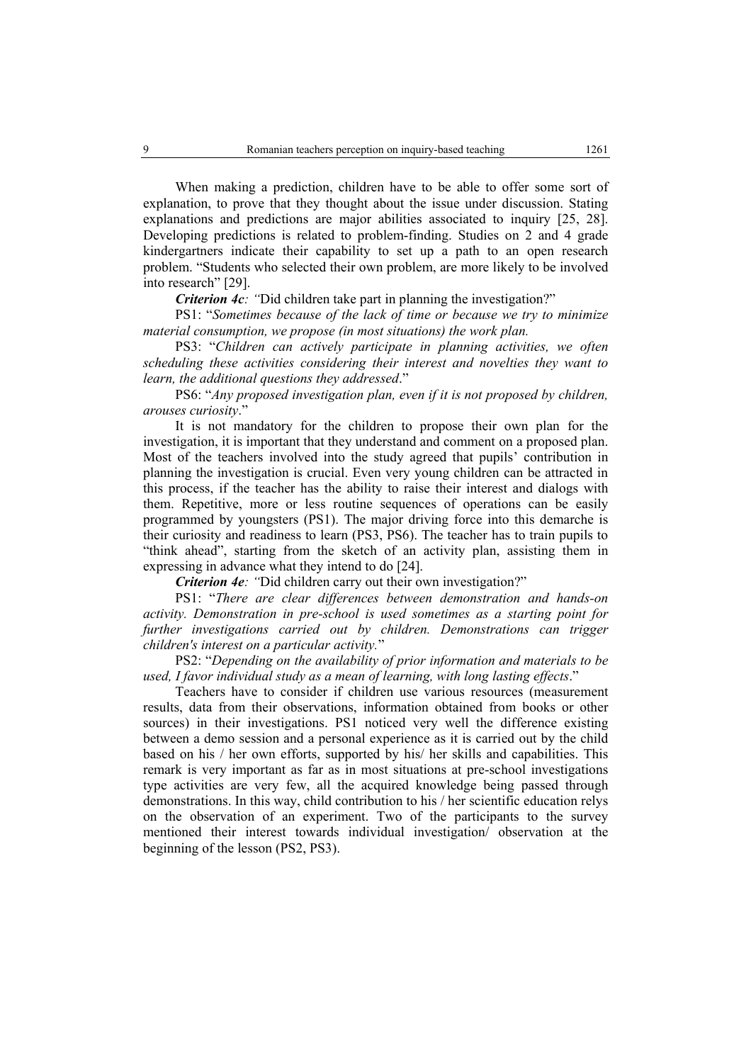When making a prediction, children have to be able to offer some sort of explanation, to prove that they thought about the issue under discussion. Stating explanations and predictions are major abilities associated to inquiry [25, 28]. Developing predictions is related to problem-finding. Studies on 2 and 4 grade kindergartners indicate their capability to set up a path to an open research problem. "Students who selected their own problem, are more likely to be involved into research" [29].

***Criterion 4c****: "*Did children take part in planning the investigation?"

PS1: "*Sometimes because of the lack of time or because we try to minimize material consumption, we propose (in most situations) the work plan.*

PS3: "*Children can actively participate in planning activities, we often scheduling these activities considering their interest and novelties they want to learn, the additional questions they addressed*."

PS6: "*Any proposed investigation plan, even if it is not proposed by children, arouses curiosity*."

It is not mandatory for the children to propose their own plan for the investigation, it is important that they understand and comment on a proposed plan. Most of the teachers involved into the study agreed that pupils' contribution in planning the investigation is crucial. Even very young children can be attracted in this process, if the teacher has the ability to raise their interest and dialogs with them. Repetitive, more or less routine sequences of operations can be easily programmed by youngsters (PS1). The major driving force into this demarche is their curiosity and readiness to learn (PS3, PS6). The teacher has to train pupils to "think ahead", starting from the sketch of an activity plan, assisting them in expressing in advance what they intend to do [24].

***Criterion 4e****: "*Did children carry out their own investigation?"

PS1: "*There are clear differences between demonstration and hands-on activity. Demonstration in pre-school is used sometimes as a starting point for further investigations carried out by children. Demonstrations can trigger children's interest on a particular activity.*"

PS2: "*Depending on the availability of prior information and materials to be used, I favor individual study as a mean of learning, with long lasting effects*."

Teachers have to consider if children use various resources (measurement results, data from their observations, information obtained from books or other sources) in their investigations. PS1 noticed very well the difference existing between a demo session and a personal experience as it is carried out by the child based on his / her own efforts, supported by his/ her skills and capabilities. This remark is very important as far as in most situations at pre-school investigations type activities are very few, all the acquired knowledge being passed through demonstrations. In this way, child contribution to his / her scientific education relys on the observation of an experiment. Two of the participants to the survey mentioned their interest towards individual investigation/ observation at the beginning of the lesson (PS2, PS3).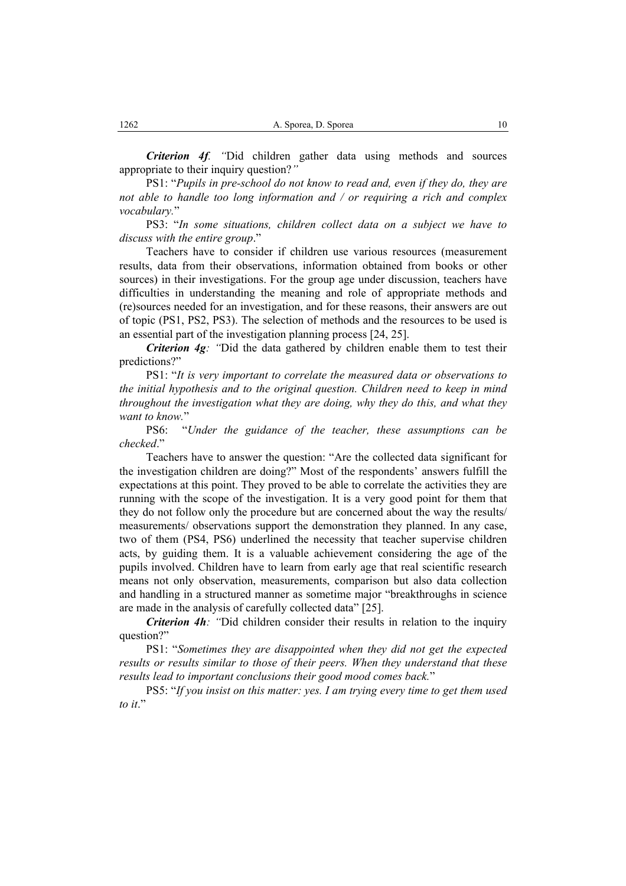***Criterion 4f**. "*Did children gather data using methods and sources appropriate to their inquiry question?*"*

PS1: "*Pupils in pre-school do not know to read and, even if they do, they are not able to handle too long information and / or requiring a rich and complex vocabulary.*"

PS3: "*In some situations, children collect data on a subject we have to discuss with the entire group*."

Teachers have to consider if children use various resources (measurement results, data from their observations, information obtained from books or other sources) in their investigations. For the group age under discussion, teachers have difficulties in understanding the meaning and role of appropriate methods and (re)sources needed for an investigation, and for these reasons, their answers are out of topic (PS1, PS2, PS3). The selection of methods and the resources to be used is an essential part of the investigation planning process [24, 25].

***Criterion 4g**: "*Did the data gathered by children enable them to test their predictions?"

PS1: "*It is very important to correlate the measured data or observations to the initial hypothesis and to the original question. Children need to keep in mind throughout the investigation what they are doing, why they do this, and what they want to know.*"

PS6: "*Under the guidance of the teacher, these assumptions can be checked*."

Teachers have to answer the question: "Are the collected data significant for the investigation children are doing?" Most of the respondents' answers fulfill the expectations at this point. They proved to be able to correlate the activities they are running with the scope of the investigation. It is a very good point for them that they do not follow only the procedure but are concerned about the way the results/ measurements/ observations support the demonstration they planned. In any case, two of them (PS4, PS6) underlined the necessity that teacher supervise children acts, by guiding them. It is a valuable achievement considering the age of the pupils involved. Children have to learn from early age that real scientific research means not only observation, measurements, comparison but also data collection and handling in a structured manner as sometime major "breakthroughs in science are made in the analysis of carefully collected data" [25].

***Criterion 4h**: "*Did children consider their results in relation to the inquiry question?"

PS1: "*Sometimes they are disappointed when they did not get the expected results or results similar to those of their peers. When they understand that these results lead to important conclusions their good mood comes back.*"

PS5: "*If you insist on this matter: yes. I am trying every time to get them used to it*."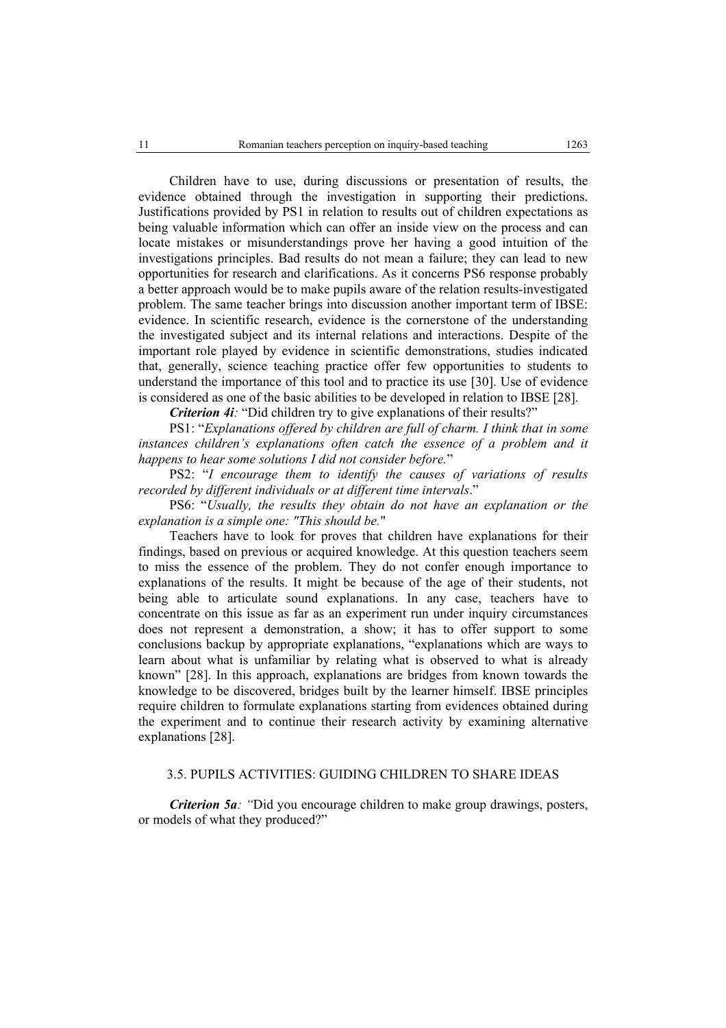Children have to use, during discussions or presentation of results, the evidence obtained through the investigation in supporting their predictions. Justifications provided by PS1 in relation to results out of children expectations as being valuable information which can offer an inside view on the process and can locate mistakes or misunderstandings prove her having a good intuition of the investigations principles. Bad results do not mean a failure; they can lead to new opportunities for research and clarifications. As it concerns PS6 response probably a better approach would be to make pupils aware of the relation results-investigated problem. The same teacher brings into discussion another important term of IBSE: evidence. In scientific research, evidence is the cornerstone of the understanding the investigated subject and its internal relations and interactions. Despite of the important role played by evidence in scientific demonstrations, studies indicated that, generally, science teaching practice offer few opportunities to students to understand the importance of this tool and to practice its use [30]. Use of evidence is considered as one of the basic abilities to be developed in relation to IBSE [28].

***Criterion 4i****:* "Did children try to give explanations of their results?"

PS1: "*Explanations offered by children are full of charm. I think that in some instances children's explanations often catch the essence of a problem and it happens to hear some solutions I did not consider before.*"

PS2: "*I encourage them to identify the causes of variations of results recorded by different individuals or at different time intervals*."

PS6: "*Usually, the results they obtain do not have an explanation or the explanation is a simple one: "This should be.*"

Teachers have to look for proves that children have explanations for their findings, based on previous or acquired knowledge. At this question teachers seem to miss the essence of the problem. They do not confer enough importance to explanations of the results. It might be because of the age of their students, not being able to articulate sound explanations. In any case, teachers have to concentrate on this issue as far as an experiment run under inquiry circumstances does not represent a demonstration, a show; it has to offer support to some conclusions backup by appropriate explanations, "explanations which are ways to learn about what is unfamiliar by relating what is observed to what is already known" [28]. In this approach, explanations are bridges from known towards the knowledge to be discovered, bridges built by the learner himself. IBSE principles require children to formulate explanations starting from evidences obtained during the experiment and to continue their research activity by examining alternative explanations [28].

### 3.5. PUPILS ACTIVITIES: GUIDING CHILDREN TO SHARE IDEAS

***Criterion 5a****: "*Did you encourage children to make group drawings, posters, or models of what they produced?"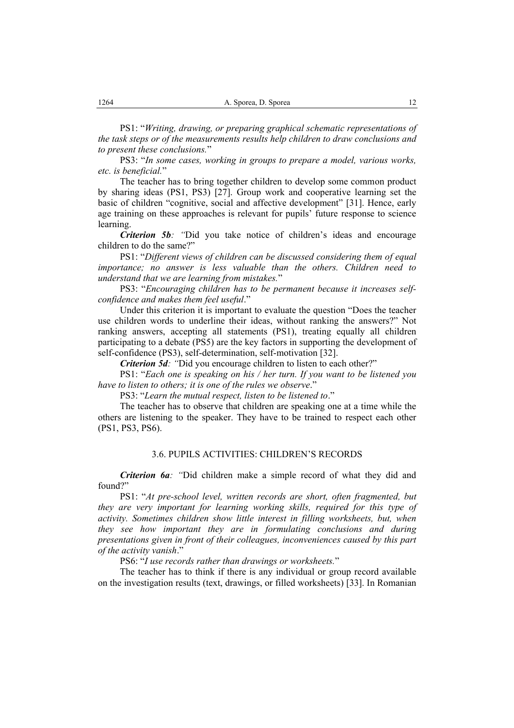PS1: "*Writing, drawing, or preparing graphical schematic representations of the task steps or of the measurements results help children to draw conclusions and to present these conclusions.*"

PS3: "*In some cases, working in groups to prepare a model, various works, etc. is beneficial.*"

The teacher has to bring together children to develop some common product by sharing ideas (PS1, PS3) [27]. Group work and cooperative learning set the basic of children "cognitive, social and affective development" [31]. Hence, early age training on these approaches is relevant for pupils' future response to science learning.

***Criterion 5b****: "*Did you take notice of children's ideas and encourage children to do the same?"

PS1: "*Different views of children can be discussed considering them of equal importance; no answer is less valuable than the others. Children need to understand that we are learning from mistakes.*"

PS3: "*Encouraging children has to be permanent because it increases self-confidence and makes them feel useful*."

Under this criterion it is important to evaluate the question "Does the teacher use children words to underline their ideas, without ranking the answers?" Not ranking answers, accepting all statements (PS1), treating equally all children participating to a debate (PS5) are the key factors in supporting the development of self-confidence (PS3), self-determination, self-motivation [32].

***Criterion 5d****: "*Did you encourage children to listen to each other?"

PS1: "*Each one is speaking on his / her turn. If you want to be listened you have to listen to others; it is one of the rules we observe*."

PS3: "*Learn the mutual respect, listen to be listened to*."

The teacher has to observe that children are speaking one at a time while the others are listening to the speaker. They have to be trained to respect each other (PS1, PS3, PS6).

### 3.6. PUPILS ACTIVITIES: CHILDREN'S RECORDS

***Criterion 6a****: "*Did children make a simple record of what they did and found?"

PS1: "*At pre-school level, written records are short, often fragmented, but they are very important for learning working skills, required for this type of activity. Sometimes children show little interest in filling worksheets, but, when they see how important they are in formulating conclusions and during presentations given in front of their colleagues, inconveniences caused by this part of the activity vanish*."

PS6: "*I use records rather than drawings or worksheets.*"

The teacher has to think if there is any individual or group record available on the investigation results (text, drawings, or filled worksheets) [33]. In Romanian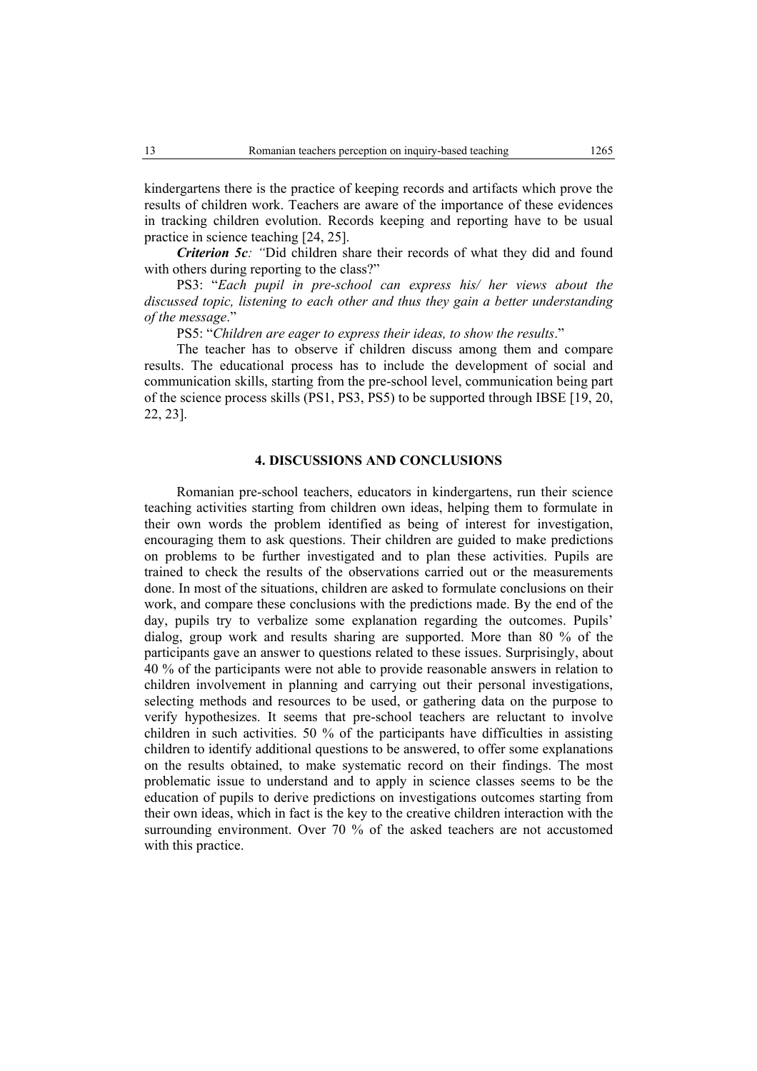kindergartens there is the practice of keeping records and artifacts which prove the results of children work. Teachers are aware of the importance of these evidences in tracking children evolution. Records keeping and reporting have to be usual practice in science teaching [24, 25].

***Criterion 5c**: "*Did children share their records of what they did and found with others during reporting to the class?"

PS3: "*Each pupil in pre-school can express his/ her views about the discussed topic, listening to each other and thus they gain a better understanding of the message*."

PS5: "*Children are eager to express their ideas, to show the results*."

The teacher has to observe if children discuss among them and compare results. The educational process has to include the development of social and communication skills, starting from the pre-school level, communication being part of the science process skills (PS1, PS3, PS5) to be supported through IBSE [19, 20, 22, 23].

## 4. DISCUSSIONS AND CONCLUSIONS

Romanian pre-school teachers, educators in kindergartens, run their science teaching activities starting from children own ideas, helping them to formulate in their own words the problem identified as being of interest for investigation, encouraging them to ask questions. Their children are guided to make predictions on problems to be further investigated and to plan these activities. Pupils are trained to check the results of the observations carried out or the measurements done. In most of the situations, children are asked to formulate conclusions on their work, and compare these conclusions with the predictions made. By the end of the day, pupils try to verbalize some explanation regarding the outcomes. Pupils' dialog, group work and results sharing are supported. More than 80 % of the participants gave an answer to questions related to these issues. Surprisingly, about 40 % of the participants were not able to provide reasonable answers in relation to children involvement in planning and carrying out their personal investigations, selecting methods and resources to be used, or gathering data on the purpose to verify hypothesizes. It seems that pre-school teachers are reluctant to involve children in such activities. 50 % of the participants have difficulties in assisting children to identify additional questions to be answered, to offer some explanations on the results obtained, to make systematic record on their findings. The most problematic issue to understand and to apply in science classes seems to be the education of pupils to derive predictions on investigations outcomes starting from their own ideas, which in fact is the key to the creative children interaction with the surrounding environment. Over 70 % of the asked teachers are not accustomed with this practice.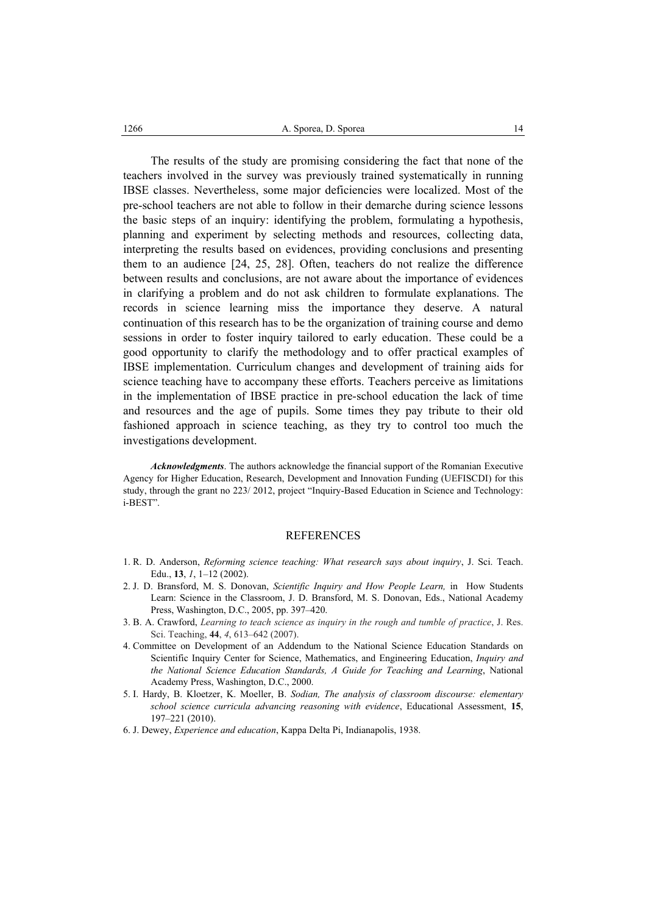The results of the study are promising considering the fact that none of the teachers involved in the survey was previously trained systematically in running IBSE classes. Nevertheless, some major deficiencies were localized. Most of the pre-school teachers are not able to follow in their demarche during science lessons the basic steps of an inquiry: identifying the problem, formulating a hypothesis, planning and experiment by selecting methods and resources, collecting data, interpreting the results based on evidences, providing conclusions and presenting them to an audience [24, 25, 28]. Often, teachers do not realize the difference between results and conclusions, are not aware about the importance of evidences in clarifying a problem and do not ask children to formulate explanations. The records in science learning miss the importance they deserve. A natural continuation of this research has to be the organization of training course and demo sessions in order to foster inquiry tailored to early education. These could be a good opportunity to clarify the methodology and to offer practical examples of IBSE implementation. Curriculum changes and development of training aids for science teaching have to accompany these efforts. Teachers perceive as limitations in the implementation of IBSE practice in pre-school education the lack of time and resources and the age of pupils. Some times they pay tribute to their old fashioned approach in science teaching, as they try to control too much the investigations development.

***Acknowledgments***. The authors acknowledge the financial support of the Romanian Executive Agency for Higher Education, Research, Development and Innovation Funding (UEFISCDI) for this study, through the grant no 223/ 2012, project "Inquiry-Based Education in Science and Technology: i-BEST".

## REFERENCES

1. R. D. Anderson, *Reforming science teaching: What research says about inquiry*, J. Sci. Teach. Edu., **13**, *1*, 1–12 (2002).
2. J. D. Bransford, M. S. Donovan, *Scientific Inquiry and How People Learn,* in How Students Learn: Science in the Classroom, J. D. Bransford, M. S. Donovan, Eds., National Academy Press, Washington, D.C., 2005, pp. 397–420.
3. B. A. Crawford, *Learning to teach science as inquiry in the rough and tumble of practice*, J. Res. Sci. Teaching, **44**, *4*, 613–642 (2007).
4. Committee on Development of an Addendum to the National Science Education Standards on Scientific Inquiry Center for Science, Mathematics, and Engineering Education, *Inquiry and the National Science Education Standards, A Guide for Teaching and Learning*, National Academy Press, Washington, D.C., 2000.
5. I. Hardy, B. Kloetzer, K. Moeller, B. *Sodian, The analysis of classroom discourse: elementary school science curricula advancing reasoning with evidence*, Educational Assessment, **15**, 197–221 (2010).
6. J. Dewey, *Experience and education*, Kappa Delta Pi, Indianapolis, 1938.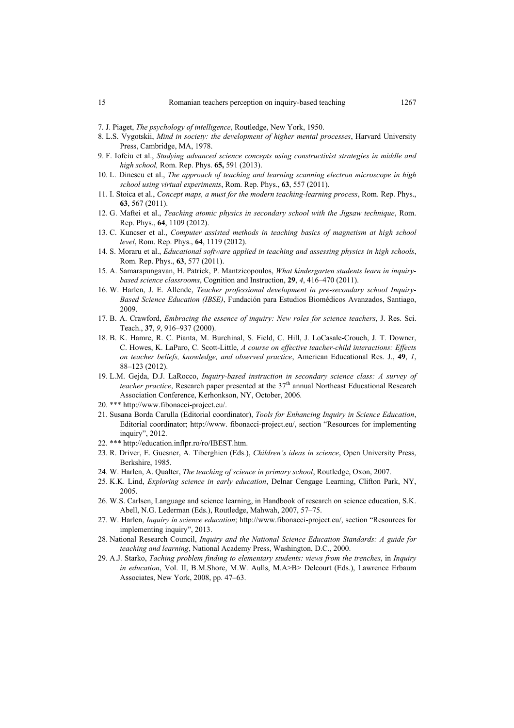7. J. Piaget, *The psychology of intelligence*, Routledge, New York, 1950.
8. L.S. Vygotskii, *Mind in society: the development of higher mental processes*, Harvard University Press, Cambridge, MA, 1978.
9. F. Iofciu et al., *Studying advanced science concepts using constructivist strategies in middle and high school,* Rom. Rep. Phys. **65,** 591 (2013).
10. L. Dinescu et al., *The approach of teaching and learning scanning electron microscope in high school using virtual experiments*, Rom. Rep. Phys., **63**, 557 (2011).
11. I. Stoica et al., *Concept maps, a must for the modern teaching-learning process*, Rom. Rep. Phys., **63**, 567 (2011).
12. G. Maftei et al., *Teaching atomic physics in secondary school with the Jigsaw technique*, Rom. Rep. Phys., **64**, 1109 (2012).
13. C. Kuncser et al., *Computer assisted methods in teaching basics of magnetism at high school level*, Rom. Rep. Phys., **64**, 1119 (2012).
14. S. Moraru et al., *Educational software applied in teaching and assessing physics in high schools*, Rom. Rep. Phys., **63**, 577 (2011).
15. A. Samarapungavan, H. Patrick, P. Mantzicopoulos, *What kindergarten students learn in inquiry-based science classrooms*, Cognition and Instruction, **29**, *4*, 416–470 (2011).
16. W. Harlen, J. E. Allende, *Teacher professional development in pre-secondary school Inquiry-Based Science Education (IBSE)*, Fundación para Estudios Biomédicos Avanzados, Santiago, 2009.
17. B. A. Crawford, *Embracing the essence of inquiry: New roles for science teachers*, J. Res. Sci. Teach., **37**, *9*, 916–937 (2000).
18. B. K. Hamre, R. C. Pianta, M. Burchinal, S. Field, C. Hill, J. LoCasale-Crouch, J. T. Downer, C. Howes, K. LaParo, C. Scott-Little, *A course on effective teacher-child interactions: Effects on teacher beliefs, knowledge, and observed practice*, American Educational Res. J., **49**, *1*, 88–123 (2012).
19. L.M. Gejda, D.J. LaRocco, *Inquiry-based instruction in secondary science class: A survey of teacher practice*, Research paper presented at the 37th annual Northeast Educational Research Association Conference, Kerhonkson, NY, October, 2006.
20. *** http://www.fibonacci-project.eu/.
21. Susana Borda Carulla (Editorial coordinator), *Tools for Enhancing Inquiry in Science Education*, Editorial coordinator; http://www. fibonacci-project.eu/, section "Resources for implementing inquiry", 2012.
22. *** http://education.inflpr.ro/ro/IBEST.htm.
23. R. Driver, E. Guesner, A. Tiberghien (Eds.), *Children's ideas in science*, Open University Press, Berkshire, 1985.
24. W. Harlen, A. Qualter, *The teaching of science in primary school*, Routledge, Oxon, 2007.
25. K.K. Lind, *Exploring science in early education*, Delnar Cengage Learning, Clifton Park, NY, 2005.
26. W.S. Carlsen, Language and science learning, in Handbook of research on science education, S.K. Abell, N.G. Lederman (Eds.), Routledge, Mahwah, 2007, 57–75.
27. W. Harlen, *Inquiry in science education*; http://www.fibonacci-project.eu/, section "Resources for implementing inquiry", 2013.
28. National Research Council, *Inquiry and the National Science Education Standards: A guide for teaching and learning*, National Academy Press, Washington, D.C., 2000.
29. A.J. Starko, *Taching problem finding to elementary students: views from the trenches*, in *Inquiry in education*, Vol. II, B.M.Shore, M.W. Aulls, M.A>B> Delcourt (Eds.), Lawrence Erbaum Associates, New York, 2008, pp. 47–63.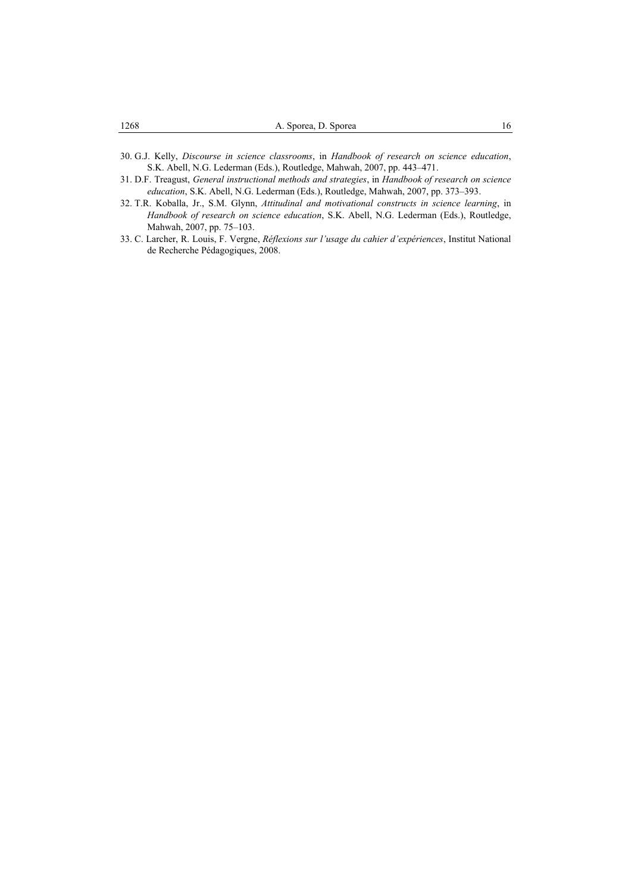30. G.J. Kelly, *Discourse in science classrooms*, in *Handbook of research on science education*, S.K. Abell, N.G. Lederman (Eds.), Routledge, Mahwah, 2007, pp. 443–471.
31. D.F. Treagust, *General instructional methods and strategies*, in *Handbook of research on science education*, S.K. Abell, N.G. Lederman (Eds.), Routledge, Mahwah, 2007, pp. 373–393.
32. T.R. Koballa, Jr., S.M. Glynn, *Attitudinal and motivational constructs in science learning*, in *Handbook of research on science education*, S.K. Abell, N.G. Lederman (Eds.), Routledge, Mahwah, 2007, pp. 75–103.
33. C. Larcher, R. Louis, F. Vergne, *Réflexions sur l'usage du cahier d'expériences*, Institut National de Recherche Pédagogiques, 2008.